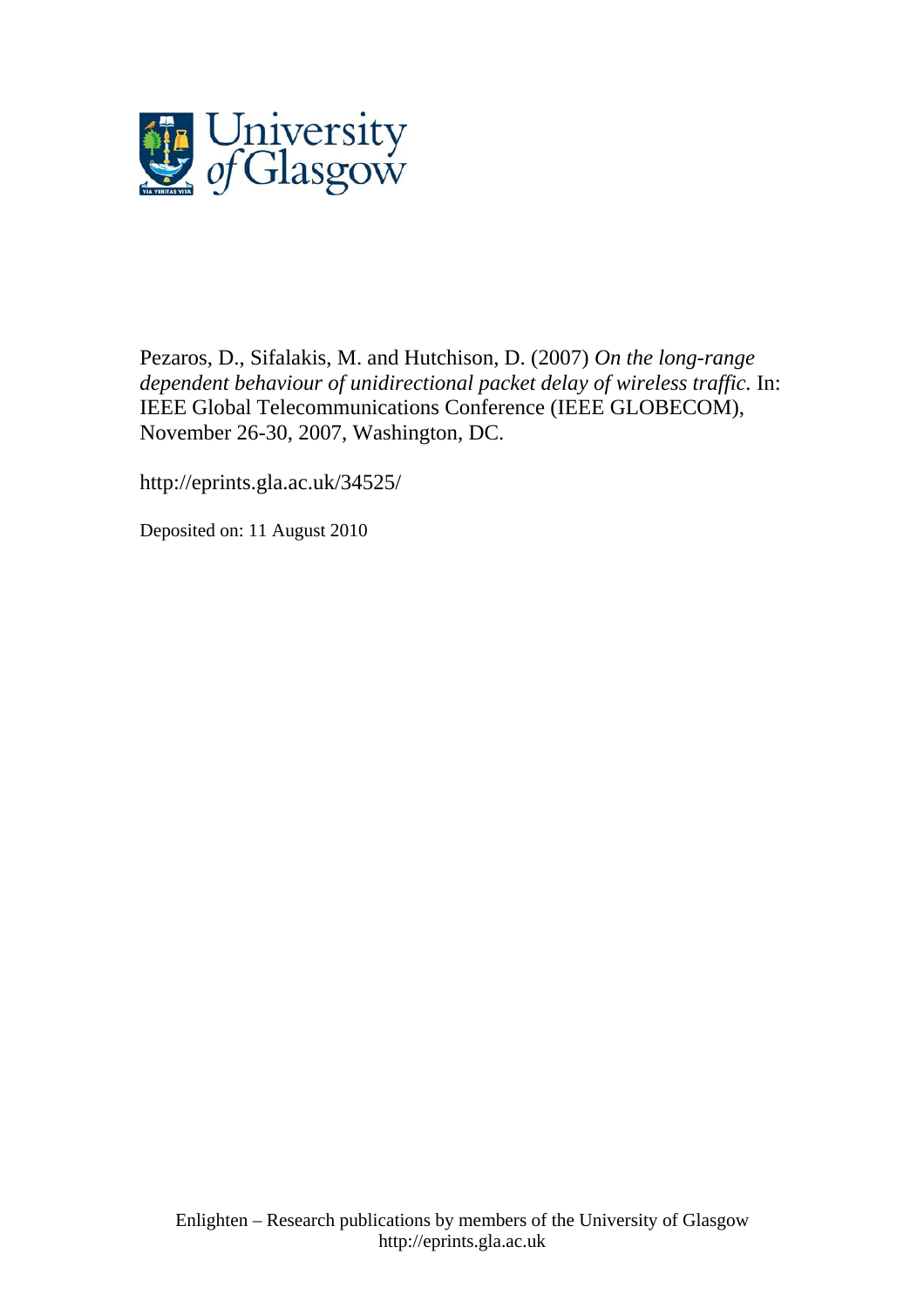Pezaros, D., Sifalakis, M. and Hutchison, D. (2007) *On the long-range dependent behaviour of unidirectional packet delay of wireless traffic.* In: IEEE Global Telecommunications Conference (IEEE GLOBECOM), November 26-30, 2007, Washington, DC.

http://eprints.gla.ac.uk/34525/

Deposited on: 11 August 2010

Enlighten – Research publications by members of the University of Glasgow
http://eprints.gla.ac.uk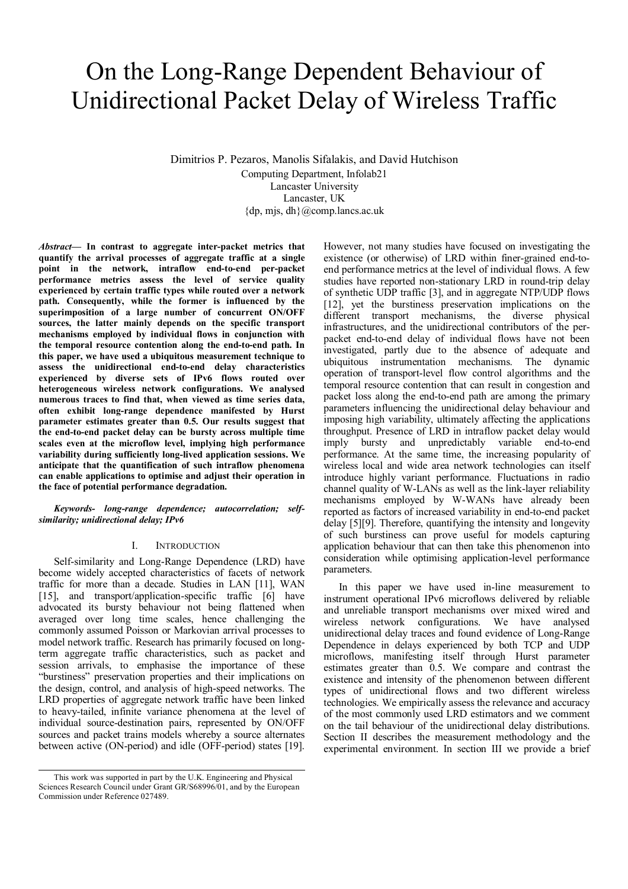# On the Long-Range Dependent Behaviour of Unidirectional Packet Delay of Wireless Traffic

Dimitrios P. Pezaros, Manolis Sifalakis, and David Hutchison

Computing Department, Infolab21
Lancaster University
Lancaster, UK
{dp, mjs, dh}@comp.lancs.ac.uk

***Abstract*— In contrast to aggregate inter-packet metrics that quantify the arrival processes of aggregate traffic at a single point in the network, intraflow end-to-end per-packet performance metrics assess the level of service quality experienced by certain traffic types while routed over a network path. Consequently, while the former is influenced by the superimposition of a large number of concurrent ON/OFF sources, the latter mainly depends on the specific transport mechanisms employed by individual flows in conjunction with the temporal resource contention along the end-to-end path. In this paper, we have used a ubiquitous measurement technique to assess the unidirectional end-to-end delay characteristics experienced by diverse sets of IPv6 flows routed over heterogeneous wireless network configurations. We analysed numerous traces to find that, when viewed as time series data, often exhibit long-range dependence manifested by Hurst parameter estimates greater than 0.5. Our results suggest that the end-to-end packet delay can be bursty across multiple time scales even at the microflow level, implying high performance variability during sufficiently long-lived application sessions. We anticipate that the quantification of such intraflow phenomena can enable applications to optimise and adjust their operation in the face of potential performance degradation.**

***Keywords- long-range dependence; autocorrelation; self-similarity; unidirectional delay; IPv6***

## I. Introduction

Self-similarity and Long-Range Dependence (LRD) have become widely accepted characteristics of facets of network traffic for more than a decade. Studies in LAN [11], WAN [15], and transport/application-specific traffic [6] have advocated its bursty behaviour not being flattened when averaged over long time scales, hence challenging the commonly assumed Poisson or Markovian arrival processes to model network traffic. Research has primarily focused on long-term aggregate traffic characteristics, such as packet and session arrivals, to emphasise the importance of these "burstiness" preservation properties and their implications on the design, control, and analysis of high-speed networks. The LRD properties of aggregate network traffic have been linked to heavy-tailed, infinite variance phenomena at the level of individual source-destination pairs, represented by ON/OFF sources and packet trains models whereby a source alternates between active (ON-period) and idle (OFF-period) states [19]. However, not many studies have focused on investigating the existence (or otherwise) of LRD within finer-grained end-to-end performance metrics at the level of individual flows. A few studies have reported non-stationary LRD in round-trip delay of synthetic UDP traffic [3], and in aggregate NTP/UDP flows [12], yet the burstiness preservation implications on the different transport mechanisms, the diverse physical infrastructures, and the unidirectional contributors of the per-packet end-to-end delay of individual flows have not been investigated, partly due to the absence of adequate and ubiquitous instrumentation mechanisms. The dynamic operation of transport-level flow control algorithms and the temporal resource contention that can result in congestion and packet loss along the end-to-end path are among the primary parameters influencing the unidirectional delay behaviour and imposing high variability, ultimately affecting the applications throughput. Presence of LRD in intraflow packet delay would imply bursty and unpredictably variable end-to-end performance. At the same time, the increasing popularity of wireless local and wide area network technologies can itself introduce highly variant performance. Fluctuations in radio channel quality of W-LANs as well as the link-layer reliability mechanisms employed by W-WANs have already been reported as factors of increased variability in end-to-end packet delay [5][9]. Therefore, quantifying the intensity and longevity of such burstiness can prove useful for models capturing application behaviour that can then take this phenomenon into consideration while optimising application-level performance parameters.

In this paper we have used in-line measurement to instrument operational IPv6 microflows delivered by reliable and unreliable transport mechanisms over mixed wired and wireless network configurations. We have analysed unidirectional delay traces and found evidence of Long-Range Dependence in delays experienced by both TCP and UDP microflows, manifesting itself through Hurst parameter estimates greater than 0.5. We compare and contrast the existence and intensity of the phenomenon between different types of unidirectional flows and two different wireless technologies. We empirically assess the relevance and accuracy of the most commonly used LRD estimators and we comment on the tail behaviour of the unidirectional delay distributions. Section II describes the measurement methodology and the experimental environment. In section III we provide a brief

This work was supported in part by the U.K. Engineering and Physical Sciences Research Council under Grant GR/S68996/01, and by the European Commission under Reference 027489.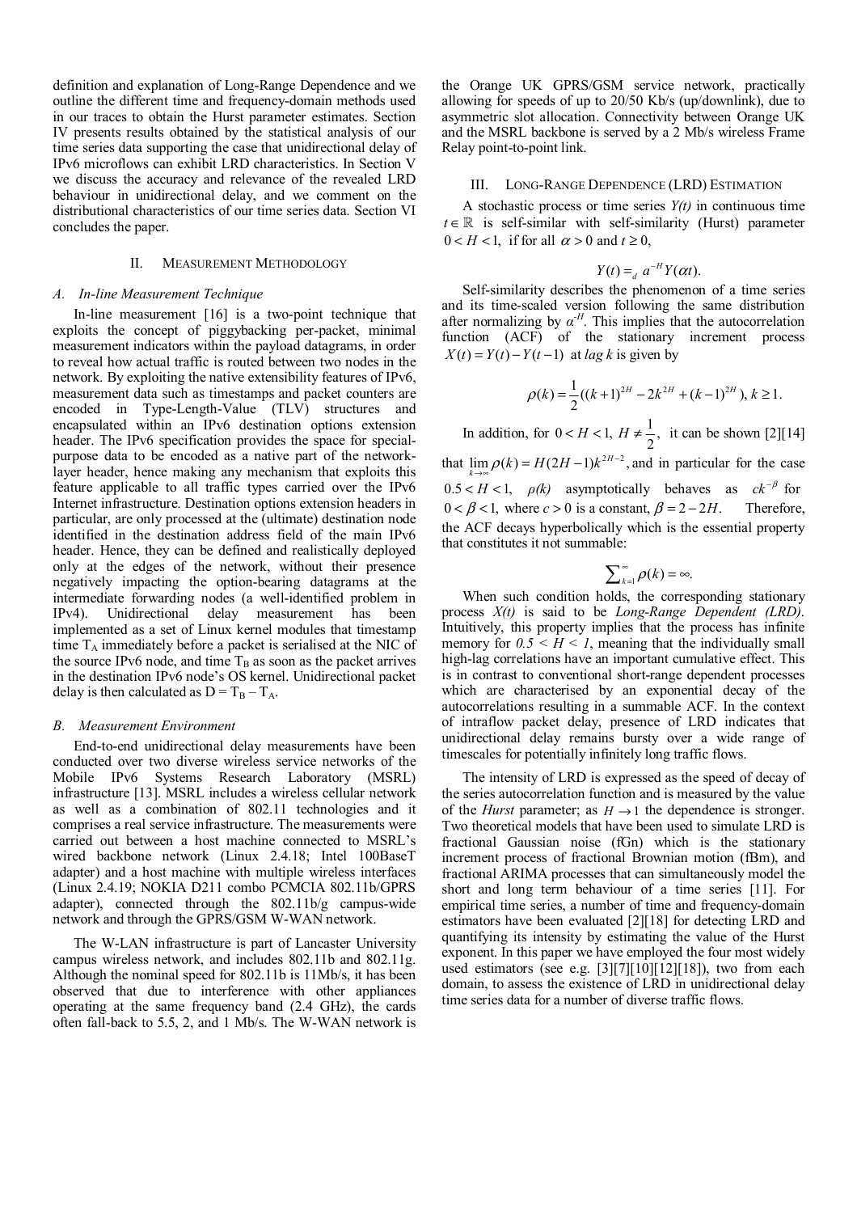definition and explanation of Long-Range Dependence and we outline the different time and frequency-domain methods used in our traces to obtain the Hurst parameter estimates. Section IV presents results obtained by the statistical analysis of our time series data supporting the case that unidirectional delay of IPv6 microflows can exhibit LRD characteristics. In Section V we discuss the accuracy and relevance of the revealed LRD behaviour in unidirectional delay, and we comment on the distributional characteristics of our time series data. Section VI concludes the paper.

## II. Measurement Methodology

### A. In-line Measurement Technique

In-line measurement [16] is a two-point technique that exploits the concept of piggybacking per-packet, minimal measurement indicators within the payload datagrams, in order to reveal how actual traffic is routed between two nodes in the network. By exploiting the native extensibility features of IPv6, measurement data such as timestamps and packet counters are encoded in Type-Length-Value (TLV) structures and encapsulated within an IPv6 destination options extension header. The IPv6 specification provides the space for special-purpose data to be encoded as a native part of the network-layer header, hence making any mechanism that exploits this feature applicable to all traffic types carried over the IPv6 Internet infrastructure. Destination options extension headers in particular, are only processed at the (ultimate) destination node identified in the destination address field of the main IPv6 header. Hence, they can be defined and realistically deployed only at the edges of the network, without their presence negatively impacting the option-bearing datagrams at the intermediate forwarding nodes (a well-identified problem in IPv4). Unidirectional delay measurement has been implemented as a set of Linux kernel modules that timestamp time $T_A$ immediately before a packet is serialised at the NIC of the source IPv6 node, and time $T_B$ as soon as the packet arrives in the destination IPv6 node's OS kernel. Unidirectional packet delay is then calculated as $D = T_B - T_A$.

### B. Measurement Environment

End-to-end unidirectional delay measurements have been conducted over two diverse wireless service networks of the Mobile IPv6 Systems Research Laboratory (MSRL) infrastructure [13]. MSRL includes a wireless cellular network as well as a combination of 802.11 technologies and it comprises a real service infrastructure. The measurements were carried out between a host machine connected to MSRL's wired backbone network (Linux 2.4.18; Intel 100BaseT adapter) and a host machine with multiple wireless interfaces (Linux 2.4.19; NOKIA D211 combo PCMCIA 802.11b/GPRS adapter), connected through the 802.11b/g campus-wide network and through the GPRS/GSM W-WAN network.

The W-LAN infrastructure is part of Lancaster University campus wireless network, and includes 802.11b and 802.11g. Although the nominal speed for 802.11b is 11Mb/s, it has been observed that due to interference with other appliances operating at the same frequency band (2.4 GHz), the cards often fall-back to 5.5, 2, and 1 Mb/s. The W-WAN network is the Orange UK GPRS/GSM service network, practically allowing for speeds of up to 20/50 Kb/s (up/downlink), due to asymmetric slot allocation. Connectivity between Orange UK and the MSRL backbone is served by a 2 Mb/s wireless Frame Relay point-to-point link.

## III. Long-Range Dependence (LRD) Estimation

A stochastic process or time series $Y(t)$ in continuous time $t \in \mathbb{R}$ is self-similar with self-similarity (Hurst) parameter $0 < H < 1$, if for all $\alpha > 0$ and $t \geq 0$,

$$Y(t) =_d a^{-H} Y(\alpha t).$$

Self-similarity describes the phenomenon of a time series and its time-scaled version following the same distribution after normalizing by $\alpha^{-H}$. This implies that the autocorrelation function (ACF) of the stationary increment process $X(t) = Y(t) - Y(t-1)$ at *lag k* is given by

$$\rho(k) = \frac{1}{2}((k+1)^{2H} - 2k^{2H} + (k-1)^{2H}),\ k \geq 1.$$

In addition, for $0 < H < 1,\ H \neq \frac{1}{2}$, it can be shown [2][14] that $\lim_{k \to \infty} \rho(k) = H(2H-1)k^{2H-2}$, and in particular for the case $0.5 < H < 1$, $\rho(k)$ asymptotically behaves as $ck^{-\beta}$ for $0 < \beta < 1$, where $c > 0$ is a constant, $\beta = 2 - 2H$. Therefore, the ACF decays hyperbolically which is the essential property that constitutes it not summable:

$$\sum_{k=1}^{\infty} \rho(k) = \infty.$$

When such condition holds, the corresponding stationary process $X(t)$ is said to be *Long-Range Dependent (LRD)*. Intuitively, this property implies that the process has infinite memory for $0.5 < H < 1$, meaning that the individually small high-lag correlations have an important cumulative effect. This is in contrast to conventional short-range dependent processes which are characterised by an exponential decay of the autocorrelations resulting in a summable ACF. In the context of intraflow packet delay, presence of LRD indicates that unidirectional delay remains bursty over a wide range of timescales for potentially infinitely long traffic flows.

The intensity of LRD is expressed as the speed of decay of the series autocorrelation function and is measured by the value of the *Hurst* parameter; as $H \to 1$ the dependence is stronger. Two theoretical models that have been used to simulate LRD is fractional Gaussian noise (fGn) which is the stationary increment process of fractional Brownian motion (fBm), and fractional ARIMA processes that can simultaneously model the short and long term behaviour of a time series [11]. For empirical time series, a number of time and frequency-domain estimators have been evaluated [2][18] for detecting LRD and quantifying its intensity by estimating the value of the Hurst exponent. In this paper we have employed the four most widely used estimators (see e.g. [3][7][10][12][18]), two from each domain, to assess the existence of LRD in unidirectional delay time series data for a number of diverse traffic flows.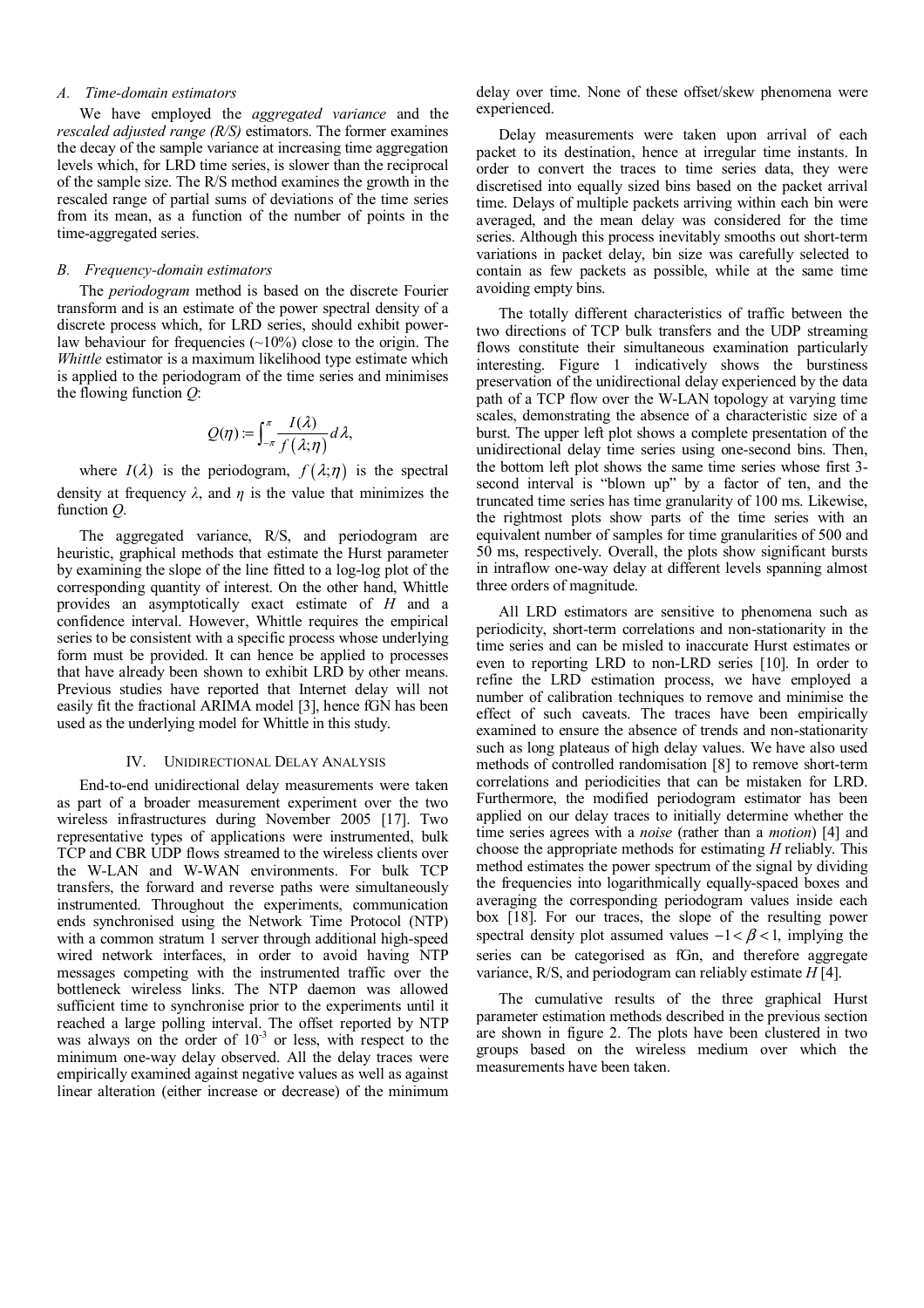### A. Time-domain estimators

We have employed the *aggregated variance* and the *rescaled adjusted range (R/S)* estimators. The former examines the decay of the sample variance at increasing time aggregation levels which, for LRD time series, is slower than the reciprocal of the sample size. The R/S method examines the growth in the rescaled range of partial sums of deviations of the time series from its mean, as a function of the number of points in the time-aggregated series.

### B. Frequency-domain estimators

The *periodogram* method is based on the discrete Fourier transform and is an estimate of the power spectral density of a discrete process which, for LRD series, should exhibit power-law behaviour for frequencies (~10%) close to the origin. The *Whittle* estimator is a maximum likelihood type estimate which is applied to the periodogram of the time series and minimises the flowing function $Q$:

$$Q(\eta) := \int_{-\pi}^{\pi} \frac{I(\lambda)}{f(\lambda;\eta)} d\lambda,$$

where $I(\lambda)$ is the periodogram, $f(\lambda;\eta)$ is the spectral density at frequency $\lambda$, and $\eta$ is the value that minimizes the function $Q$.

The aggregated variance, R/S, and periodogram are heuristic, graphical methods that estimate the Hurst parameter by examining the slope of the line fitted to a log-log plot of the corresponding quantity of interest. On the other hand, Whittle provides an asymptotically exact estimate of $H$ and a confidence interval. However, Whittle requires the empirical series to be consistent with a specific process whose underlying form must be provided. It can hence be applied to processes that have already been shown to exhibit LRD by other means. Previous studies have reported that Internet delay will not easily fit the fractional ARIMA model [3], hence fGN has been used as the underlying model for Whittle in this study.

## IV. UNIDIRECTIONAL DELAY ANALYSIS

End-to-end unidirectional delay measurements were taken as part of a broader measurement experiment over the two wireless infrastructures during November 2005 [17]. Two representative types of applications were instrumented, bulk TCP and CBR UDP flows streamed to the wireless clients over the W-LAN and W-WAN environments. For bulk TCP transfers, the forward and reverse paths were simultaneously instrumented. Throughout the experiments, communication ends synchronised using the Network Time Protocol (NTP) with a common stratum 1 server through additional high-speed wired network interfaces, in order to avoid having NTP messages competing with the instrumented traffic over the bottleneck wireless links. The NTP daemon was allowed sufficient time to synchronise prior to the experiments until it reached a large polling interval. The offset reported by NTP was always on the order of $10^{-3}$ or less, with respect to the minimum one-way delay observed. All the delay traces were empirically examined against negative values as well as against linear alteration (either increase or decrease) of the minimum delay over time. None of these offset/skew phenomena were experienced.

Delay measurements were taken upon arrival of each packet to its destination, hence at irregular time instants. In order to convert the traces to time series data, they were discretised into equally sized bins based on the packet arrival time. Delays of multiple packets arriving within each bin were averaged, and the mean delay was considered for the time series. Although this process inevitably smooths out short-term variations in packet delay, bin size was carefully selected to contain as few packets as possible, while at the same time avoiding empty bins.

The totally different characteristics of traffic between the two directions of TCP bulk transfers and the UDP streaming flows constitute their simultaneous examination particularly interesting. Figure 1 indicatively shows the burstiness preservation of the unidirectional delay experienced by the data path of a TCP flow over the W-LAN topology at varying time scales, demonstrating the absence of a characteristic size of a burst. The upper left plot shows a complete presentation of the unidirectional delay time series using one-second bins. Then, the bottom left plot shows the same time series whose first 3-second interval is "blown up" by a factor of ten, and the truncated time series has time granularity of 100 ms. Likewise, the rightmost plots show parts of the time series with an equivalent number of samples for time granularities of 500 and 50 ms, respectively. Overall, the plots show significant bursts in intraflow one-way delay at different levels spanning almost three orders of magnitude.

All LRD estimators are sensitive to phenomena such as periodicity, short-term correlations and non-stationarity in the time series and can be misled to inaccurate Hurst estimates or even to reporting LRD to non-LRD series [10]. In order to refine the LRD estimation process, we have employed a number of calibration techniques to remove and minimise the effect of such caveats. The traces have been empirically examined to ensure the absence of trends and non-stationarity such as long plateaus of high delay values. We have also used methods of controlled randomisation [8] to remove short-term correlations and periodicities that can be mistaken for LRD. Furthermore, the modified periodogram estimator has been applied on our delay traces to initially determine whether the time series agrees with a *noise* (rather than a *motion*) [4] and choose the appropriate methods for estimating $H$ reliably. This method estimates the power spectrum of the signal by dividing the frequencies into logarithmically equally-spaced boxes and averaging the corresponding periodogram values inside each box [18]. For our traces, the slope of the resulting power spectral density plot assumed values $-1 < \beta < 1$, implying the series can be categorised as fGn, and therefore aggregate variance, R/S, and periodogram can reliably estimate $H$ [4].

The cumulative results of the three graphical Hurst parameter estimation methods described in the previous section are shown in figure 2. The plots have been clustered in two groups based on the wireless medium over which the measurements have been taken.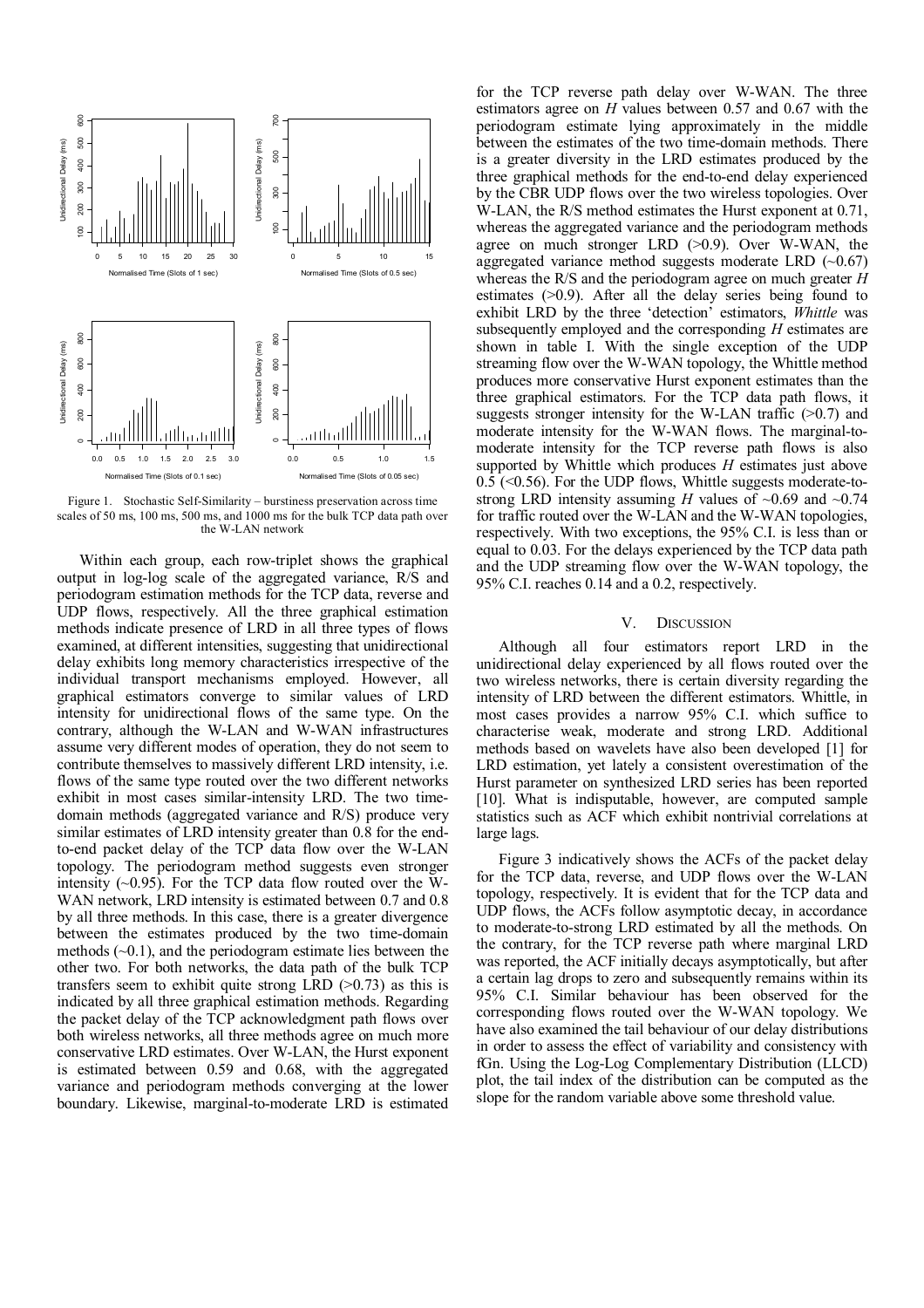Figure 1. Stochastic Self-Similarity – burstiness preservation across time scales of 50 ms, 100 ms, 500 ms, and 1000 ms for the bulk TCP data path over the W-LAN network

Within each group, each row-triplet shows the graphical output in log-log scale of the aggregated variance, R/S and periodogram estimation methods for the TCP data, reverse and UDP flows, respectively. All the three graphical estimation methods indicate presence of LRD in all three types of flows examined, at different intensities, suggesting that unidirectional delay exhibits long memory characteristics irrespective of the individual transport mechanisms employed. However, all graphical estimators converge to similar values of LRD intensity for unidirectional flows of the same type. On the contrary, although the W-LAN and W-WAN infrastructures assume very different modes of operation, they do not seem to contribute themselves to massively different LRD intensity, i.e. flows of the same type routed over the two different networks exhibit in most cases similar-intensity LRD. The two time-domain methods (aggregated variance and R/S) produce very similar estimates of LRD intensity greater than 0.8 for the end-to-end packet delay of the TCP data flow over the W-LAN topology. The periodogram method suggests even stronger intensity (~0.95). For the TCP data flow routed over the W-WAN network, LRD intensity is estimated between 0.7 and 0.8 by all three methods. In this case, there is a greater divergence between the estimates produced by the two time-domain methods (~0.1), and the periodogram estimate lies between the other two. For both networks, the data path of the bulk TCP transfers seem to exhibit quite strong LRD (>0.73) as this is indicated by all three graphical estimation methods. Regarding the packet delay of the TCP acknowledgment path flows over both wireless networks, all three methods agree on much more conservative LRD estimates. Over W-LAN, the Hurst exponent is estimated between 0.59 and 0.68, with the aggregated variance and periodogram methods converging at the lower boundary. Likewise, marginal-to-moderate LRD is estimated for the TCP reverse path delay over W-WAN. The three estimators agree on *H* values between 0.57 and 0.67 with the periodogram estimate lying approximately in the middle between the estimates of the two time-domain methods. There is a greater diversity in the LRD estimates produced by the three graphical methods for the end-to-end delay experienced by the CBR UDP flows over the two wireless topologies. Over W-LAN, the R/S method estimates the Hurst exponent at 0.71, whereas the aggregated variance and the periodogram methods agree on much stronger LRD (>0.9). Over W-WAN, the aggregated variance method suggests moderate LRD (~0.67) whereas the R/S and the periodogram agree on much greater *H* estimates (>0.9). After all the delay series being found to exhibit LRD by the three 'detection' estimators, *Whittle* was subsequently employed and the corresponding *H* estimates are shown in table I. With the single exception of the UDP streaming flow over the W-WAN topology, the Whittle method produces more conservative Hurst exponent estimates than the three graphical estimators. For the TCP data path flows, it suggests stronger intensity for the W-LAN traffic (>0.7) and moderate intensity for the W-WAN flows. The marginal-to-moderate intensity for the TCP reverse path flows is also supported by Whittle which produces *H* estimates just above 0.5 (<0.56). For the UDP flows, Whittle suggests moderate-to-strong LRD intensity assuming *H* values of ~0.69 and ~0.74 for traffic routed over the W-LAN and the W-WAN topologies, respectively. With two exceptions, the 95% C.I. is less than or equal to 0.03. For the delays experienced by the TCP data path and the UDP streaming flow over the W-WAN topology, the 95% C.I. reaches 0.14 and a 0.2, respectively.

## V. DISCUSSION

Although all four estimators report LRD in the unidirectional delay experienced by all flows routed over the two wireless networks, there is certain diversity regarding the intensity of LRD between the different estimators. Whittle, in most cases provides a narrow 95% C.I. which suffice to characterise weak, moderate and strong LRD. Additional methods based on wavelets have also been developed [1] for LRD estimation, yet lately a consistent overestimation of the Hurst parameter on synthesized LRD series has been reported [10]. What is indisputable, however, are computed sample statistics such as ACF which exhibit nontrivial correlations at large lags.

Figure 3 indicatively shows the ACFs of the packet delay for the TCP data, reverse, and UDP flows over the W-LAN topology, respectively. It is evident that for the TCP data and UDP flows, the ACFs follow asymptotic decay, in accordance to moderate-to-strong LRD estimated by all the methods. On the contrary, for the TCP reverse path where marginal LRD was reported, the ACF initially decays asymptotically, but after a certain lag drops to zero and subsequently remains within its 95% C.I. Similar behaviour has been observed for the corresponding flows routed over the W-WAN topology. We have also examined the tail behaviour of our delay distributions in order to assess the effect of variability and consistency with fGn. Using the Log-Log Complementary Distribution (LLCD) plot, the tail index of the distribution can be computed as the slope for the random variable above some threshold value.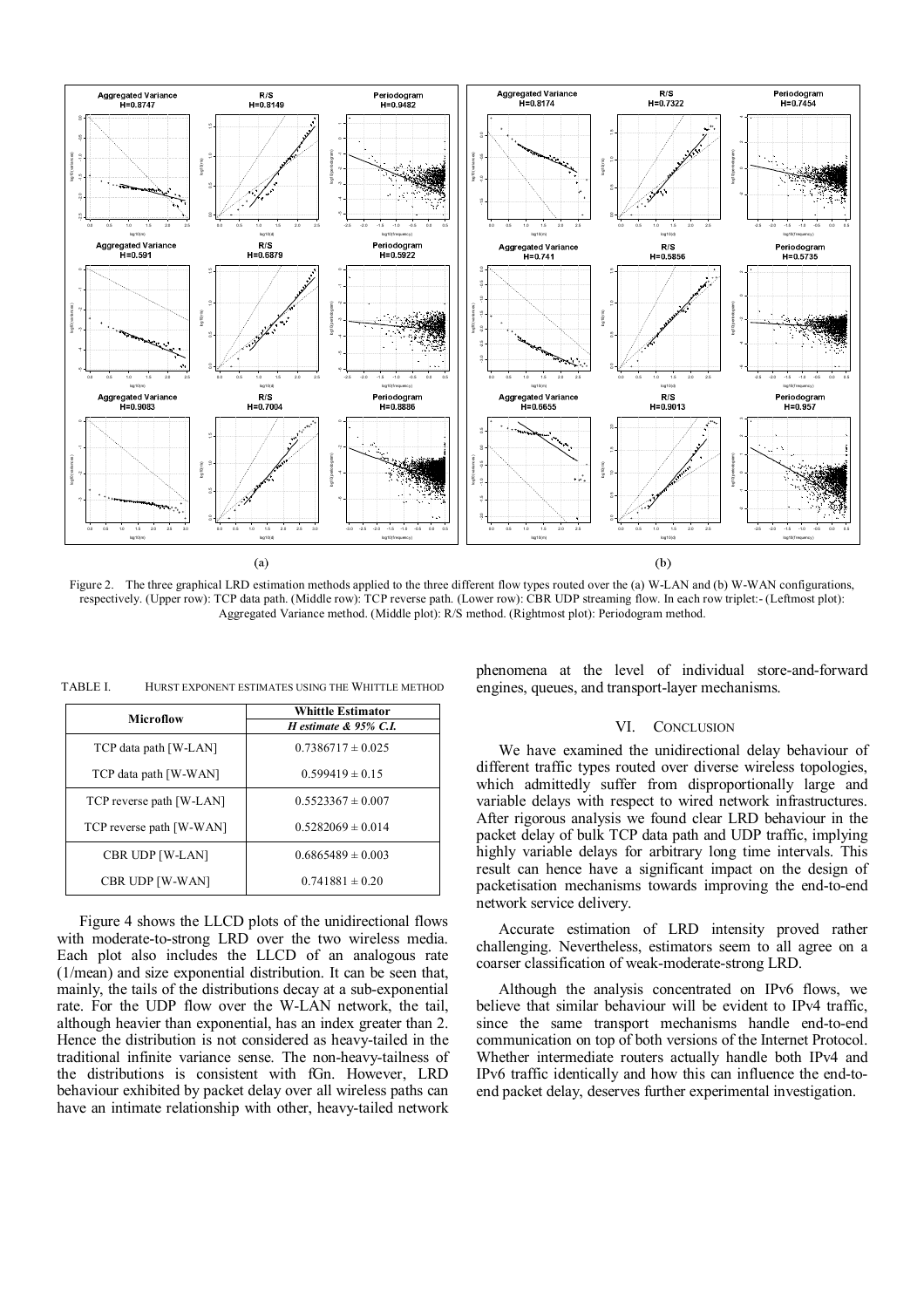Figure 2. The three graphical LRD estimation methods applied to the three different flow types routed over the (a) W-LAN and (b) W-WAN configurations, respectively. (Upper row): TCP data path. (Middle row): TCP reverse path. (Lower row): CBR UDP streaming flow. In each row triplet:- (Leftmost plot): Aggregated Variance method. (Middle plot): R/S method. (Rightmost plot): Periodogram method.

TABLE I. HURST EXPONENT ESTIMATES USING THE WHITTLE METHOD

| Microflow | Whittle Estimator |
|---|---|
| | *H estimate & 95% C.I.* |
| TCP data path [W-LAN] | $0.7386717 \pm 0.025$ |
| TCP data path [W-WAN] | $0.599419 \pm 0.15$ |
| TCP reverse path [W-LAN] | $0.5523367 \pm 0.007$ |
| TCP reverse path [W-WAN] | $0.5282069 \pm 0.014$ |
| CBR UDP [W-LAN] | $0.6865489 \pm 0.003$ |
| CBR UDP [W-WAN] | $0.741881 \pm 0.20$ |

Figure 4 shows the LLCD plots of the unidirectional flows with moderate-to-strong LRD over the two wireless media. Each plot also includes the LLCD of an analogous rate (1/mean) and size exponential distribution. It can be seen that, mainly, the tails of the distributions decay at a sub-exponential rate. For the UDP flow over the W-LAN network, the tail, although heavier than exponential, has an index greater than 2. Hence the distribution is not considered as heavy-tailed in the traditional infinite variance sense. The non-heavy-tailness of the distributions is consistent with fGn. However, LRD behaviour exhibited by packet delay over all wireless paths can have an intimate relationship with other, heavy-tailed network phenomena at the level of individual store-and-forward engines, queues, and transport-layer mechanisms.

## VI. CONCLUSION

We have examined the unidirectional delay behaviour of different traffic types routed over diverse wireless topologies, which admittedly suffer from disproportionally large and variable delays with respect to wired network infrastructures. After rigorous analysis we found clear LRD behaviour in the packet delay of bulk TCP data path and UDP traffic, implying highly variable delays for arbitrary long time intervals. This result can hence have a significant impact on the design of packetisation mechanisms towards improving the end-to-end network service delivery.

Accurate estimation of LRD intensity proved rather challenging. Nevertheless, estimators seem to all agree on a coarser classification of weak-moderate-strong LRD.

Although the analysis concentrated on IPv6 flows, we believe that similar behaviour will be evident to IPv4 traffic, since the same transport mechanisms handle end-to-end communication on top of both versions of the Internet Protocol. Whether intermediate routers actually handle both IPv4 and IPv6 traffic identically and how this can influence the end-to-end packet delay, deserves further experimental investigation.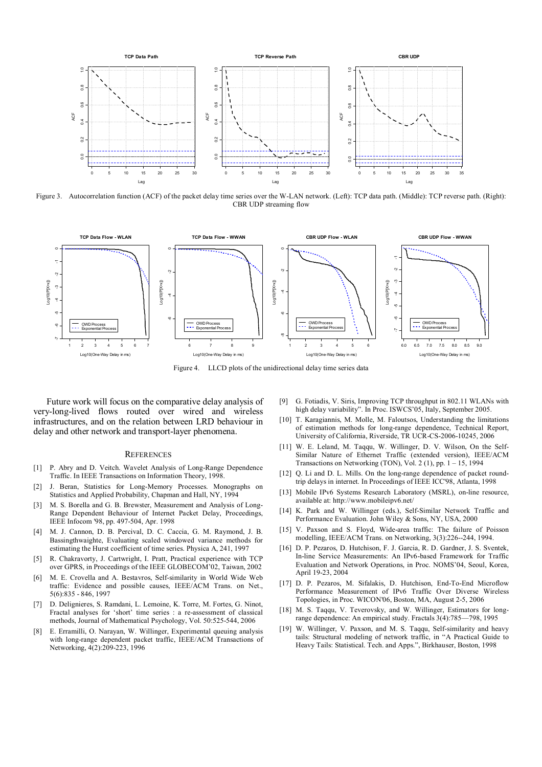TCP Data Path

ACF

1.0
0.8
0.6
0.4
0.2
0.0

0 5 10 15 20 25 30

Lag

TCP Reverse Path

ACF

1.0
0.8
0.6
0.4
0.2
0.0

0 5 10 15 20 25 30

Lag

CBR UDP

ACF

1.0
0.8
0.6
0.4
0.2
0.0

0 5 10 15 20 25 30 35

Lag

Figure 3. Autocorrelation function (ACF) of the packet delay time series over the W-LAN network. (Left): TCP data path. (Middle): TCP reverse path. (Right): CBR UDP streaming flow

TCP Data Flow - WLAN

Log10(P[X>x])

0
-1
-2
-3
-4
-5
-6
-7

1 2 3 4 5 6 7

Log10(One-Way Delay in ms)

OWD Process
Exponential Process

TCP Data Flow - WWAN

Log10(P[X>x])

0
-2
-4
-6

6 7 8 9

Log10(One-Way Delay in ms)

OWD Process
Exponential Process

CBR UDP Flow - WLAN

Log10(P[X>x])

0
-2
-4
-6
-8

1 2 3 4 5 6

Log10(One-Way Delay in ms)

OWD Process
Exponential Process

CBR UDP Flow - WWAN

Log10(P[X>x])

-1
-2
-3
-4
-5
-6
-7

6.0 6.5 7.0 7.5 8.0 8.5 9.0

Log10(One-Way Delay in ms)

OWD Process
Exponential Process

Figure 4. LLCD plots of the unidirectional delay time series data

Future work will focus on the comparative delay analysis of very-long-lived flows routed over wired and wireless infrastructures, and on the relation between LRD behaviour in delay and other network and transport-layer phenomena.

## REFERENCES

[1] P. Abry and D. Veitch. Wavelet Analysis of Long-Range Dependence Traffic. In IEEE Transactions on Information Theory, 1998.

[2] J. Beran, Statistics for Long-Memory Processes. Monographs on Statistics and Applied Probability, Chapman and Hall, NY, 1994

[3] M. S. Borella and G. B. Brewster, Measurement and Analysis of Long-Range Dependent Behaviour of Internet Packet Delay, Proceedings, IEEE Infocom '98, pp. 497-504, Apr. 1998

[4] M. J. Cannon, D. B. Percival, D. C. Caccia, G. M. Raymond, J. B. Bassingthwaighte, Evaluating scaled windowed variance methods for estimating the Hurst coefficient of time series. Physica A, 241, 1997

[5] R. Chakravorty, J. Cartwright, I. Pratt, Practical experience with TCP over GPRS, in Proceedings of the IEEE GLOBECOM'02, Taiwan, 2002

[6] M. E. Crovella and A. Bestavros, Self-similarity in World Wide Web traffic: Evidence and possible causes, IEEE/ACM Trans. on Net., 5(6):835 - 846, 1997

[7] D. Delignieres, S. Ramdani, L. Lemoine, K. Torre, M. Fortes, G. Ninot, Fractal analyses for 'short' time series : a re-assessment of classical methods, Journal of Mathematical Psychology, Vol. 50:525-544, 2006

[8] E. Erramilli, O. Narayan, W. Willinger, Experimental queuing analysis with long-range dependent packet traffic, IEEE/ACM Transactions of Networking, 4(2):209-223, 1996

[9] G. Fotiadis, V. Siris, Improving TCP throughput in 802.11 WLANs with high delay variability". In Proc. ISWCS'05, Italy, September 2005.

[10] T. Karagiannis, M. Molle, M. Faloutsos, Understanding the limitations of estimation methods for long-range dependence, Technical Report, University of California, Riverside, TR UCR-CS-2006-10245, 2006

[11] W. E. Leland, M. Taqqu, W. Willinger, D. V. Wilson, On the Self-Similar Nature of Ethernet Traffic (extended version), IEEE/ACM Transactions on Networking (TON), Vol. 2 (1), pp. 1 – 15, 1994

[12] Q. Li and D. L. Mills. On the long-range dependence of packet round-trip delays in internet. In Proceedings of IEEE ICC'98, Atlanta, 1998

[13] Mobile IPv6 Systems Research Laboratory (MSRL), on-line resource, available at: http://www.mobileipv6.net/

[14] K. Park and W. Willinger (eds.), Self-Similar Network Traffic and Performance Evaluation. John Wiley & Sons, NY, USA, 2000

[15] V. Paxson and S. Floyd, Wide-area traffic: The failure of Poisson modelling, IEEE/ACM Trans. on Networking, 3(3):226--244, 1994.

[16] D. P. Pezaros, D. Hutchison, F. J. Garcia, R. D. Gardner, J. S. Sventek, In-line Service Measurements: An IPv6-based Framework for Traffic Evaluation and Network Operations, in Proc. NOMS'04, Seoul, Korea, April 19-23, 2004

[17] D. P. Pezaros, M. Sifalakis, D. Hutchison, End-To-End Microflow Performance Measurement of IPv6 Traffic Over Diverse Wireless Topologies, in Proc. WICON'06, Boston, MA, August 2-5, 2006

[18] M. S. Taqqu, V. Teverovsky, and W. Willinger, Estimators for long-range dependence: An empirical study. Fractals 3(4):785—798, 1995

[19] W. Willinger, V. Paxson, and M. S. Taqqu, Self-similarity and heavy tails: Structural modeling of network traffic, in "A Practical Guide to Heavy Tails: Statistical. Tech. and Apps.", Birkhauser, Boston, 1998